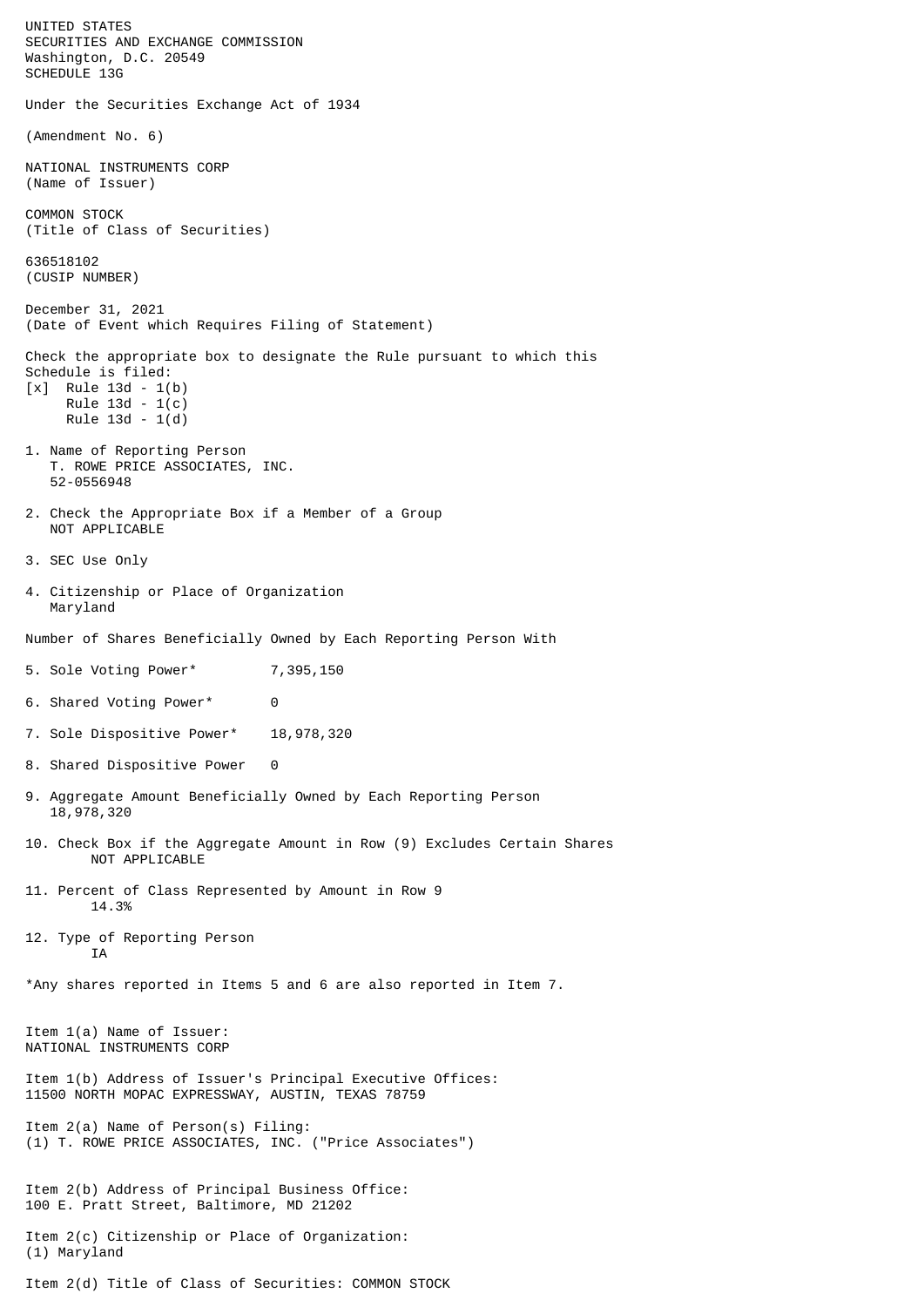UNITED STATES
SECURITIES AND EXCHANGE COMMISSION
Washington, D.C. 20549
SCHEDULE 13G

Under the Securities Exchange Act of 1934

(Amendment No. 6)

NATIONAL INSTRUMENTS CORP
(Name of Issuer)

COMMON STOCK
(Title of Class of Securities)

636518102
(CUSIP NUMBER)

December 31, 2021
(Date of Event which Requires Filing of Statement)

Check the appropriate box to designate the Rule pursuant to which this Schedule is filed:

[x] Rule 13d - 1(b)
Rule 13d - 1(c)
Rule 13d - 1(d)

1. Name of Reporting Person
   T. ROWE PRICE ASSOCIATES, INC.
   52-0556948

2. Check the Appropriate Box if a Member of a Group
   NOT APPLICABLE

3. SEC Use Only

4. Citizenship or Place of Organization
   Maryland

Number of Shares Beneficially Owned by Each Reporting Person With

5. Sole Voting Power* 7,395,150

6. Shared Voting Power* 0

7. Sole Dispositive Power* 18,978,320

8. Shared Dispositive Power 0

9. Aggregate Amount Beneficially Owned by Each Reporting Person
   18,978,320

10. Check Box if the Aggregate Amount in Row (9) Excludes Certain Shares
    NOT APPLICABLE

11. Percent of Class Represented by Amount in Row 9
    14.3%

12. Type of Reporting Person
    IA

*Any shares reported in Items 5 and 6 are also reported in Item 7.

Item 1(a) Name of Issuer:
NATIONAL INSTRUMENTS CORP

Item 1(b) Address of Issuer's Principal Executive Offices:
11500 NORTH MOPAC EXPRESSWAY, AUSTIN, TEXAS 78759

Item 2(a) Name of Person(s) Filing:
(1) T. ROWE PRICE ASSOCIATES, INC. ("Price Associates")

Item 2(b) Address of Principal Business Office:
100 E. Pratt Street, Baltimore, MD 21202

Item 2(c) Citizenship or Place of Organization:
(1) Maryland

Item 2(d) Title of Class of Securities: COMMON STOCK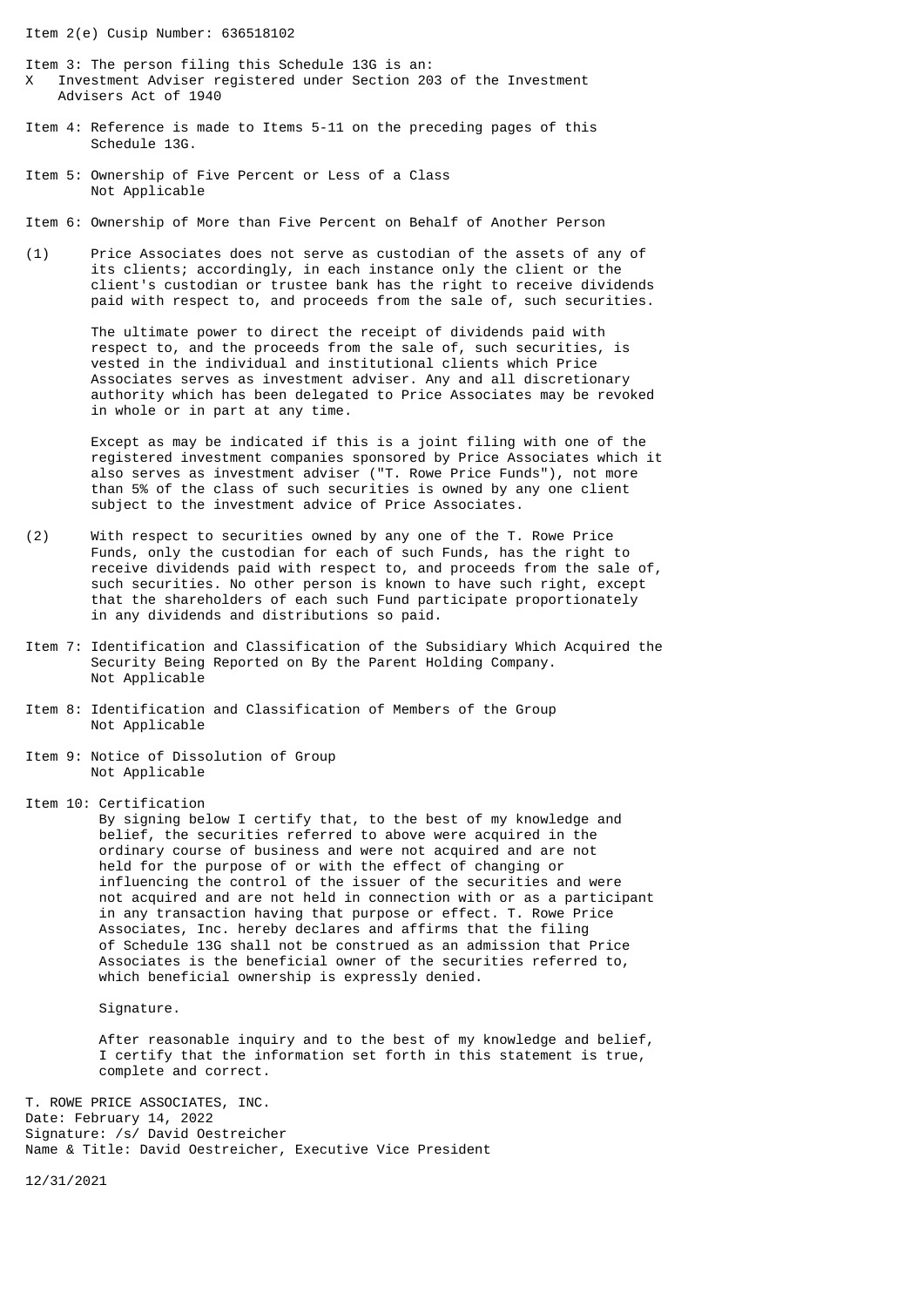Item 2(e) Cusip Number: 636518102

Item 3: The person filing this Schedule 13G is an:
X Investment Adviser registered under Section 203 of the Investment Advisers Act of 1940

Item 4: Reference is made to Items 5-11 on the preceding pages of this Schedule 13G.

Item 5: Ownership of Five Percent or Less of a Class
Not Applicable

Item 6: Ownership of More than Five Percent on Behalf of Another Person

(1) Price Associates does not serve as custodian of the assets of any of its clients; accordingly, in each instance only the client or the client's custodian or trustee bank has the right to receive dividends paid with respect to, and proceeds from the sale of, such securities.

The ultimate power to direct the receipt of dividends paid with respect to, and the proceeds from the sale of, such securities, is vested in the individual and institutional clients which Price Associates serves as investment adviser. Any and all discretionary authority which has been delegated to Price Associates may be revoked in whole or in part at any time.

Except as may be indicated if this is a joint filing with one of the registered investment companies sponsored by Price Associates which it also serves as investment adviser ("T. Rowe Price Funds"), not more than 5% of the class of such securities is owned by any one client subject to the investment advice of Price Associates.

(2) With respect to securities owned by any one of the T. Rowe Price Funds, only the custodian for each of such Funds, has the right to receive dividends paid with respect to, and proceeds from the sale of, such securities. No other person is known to have such right, except that the shareholders of each such Fund participate proportionately in any dividends and distributions so paid.

Item 7: Identification and Classification of the Subsidiary Which Acquired the Security Being Reported on By the Parent Holding Company.
Not Applicable

Item 8: Identification and Classification of Members of the Group
Not Applicable

Item 9: Notice of Dissolution of Group
Not Applicable

Item 10: Certification
By signing below I certify that, to the best of my knowledge and belief, the securities referred to above were acquired in the ordinary course of business and were not acquired and are not held for the purpose of or with the effect of changing or influencing the control of the issuer of the securities and were not acquired and are not held in connection with or as a participant in any transaction having that purpose or effect. T. Rowe Price Associates, Inc. hereby declares and affirms that the filing of Schedule 13G shall not be construed as an admission that Price Associates is the beneficial owner of the securities referred to, which beneficial ownership is expressly denied.

Signature.

After reasonable inquiry and to the best of my knowledge and belief, I certify that the information set forth in this statement is true, complete and correct.

T. ROWE PRICE ASSOCIATES, INC.
Date: February 14, 2022
Signature: /s/ David Oestreicher
Name & Title: David Oestreicher, Executive Vice President

12/31/2021